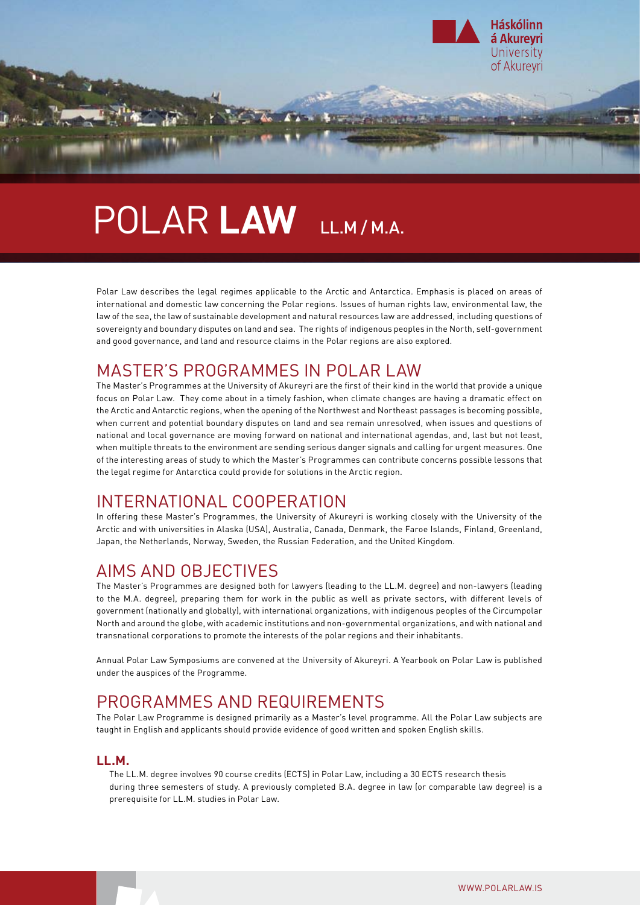Háskólinn á Akureyri
University of Akureyri

# POLAR **LAW** LL.M / M.A.

Polar Law describes the legal regimes applicable to the Arctic and Antarctica. Emphasis is placed on areas of international and domestic law concerning the Polar regions. Issues of human rights law, environmental law, the law of the sea, the law of sustainable development and natural resources law are addressed, including questions of sovereignty and boundary disputes on land and sea. The rights of indigenous peoples in the North, self-government and good governance, and land and resource claims in the Polar regions are also explored.

## MASTER'S PROGRAMMES IN POLAR LAW

The Master's Programmes at the University of Akureyri are the first of their kind in the world that provide a unique focus on Polar Law. They come about in a timely fashion, when climate changes are having a dramatic effect on the Arctic and Antarctic regions, when the opening of the Northwest and Northeast passages is becoming possible, when current and potential boundary disputes on land and sea remain unresolved, when issues and questions of national and local governance are moving forward on national and international agendas, and, last but not least, when multiple threats to the environment are sending serious danger signals and calling for urgent measures. One of the interesting areas of study to which the Master's Programmes can contribute concerns possible lessons that the legal regime for Antarctica could provide for solutions in the Arctic region.

## INTERNATIONAL COOPERATION

In offering these Master's Programmes, the University of Akureyri is working closely with the University of the Arctic and with universities in Alaska (USA), Australia, Canada, Denmark, the Faroe Islands, Finland, Greenland, Japan, the Netherlands, Norway, Sweden, the Russian Federation, and the United Kingdom.

## AIMS AND OBJECTIVES

The Master's Programmes are designed both for lawyers (leading to the LL.M. degree) and non-lawyers (leading to the M.A. degree), preparing them for work in the public as well as private sectors, with different levels of government (nationally and globally), with international organizations, with indigenous peoples of the Circumpolar North and around the globe, with academic institutions and non-governmental organizations, and with national and transnational corporations to promote the interests of the polar regions and their inhabitants.

Annual Polar Law Symposiums are convened at the University of Akureyri. A Yearbook on Polar Law is published under the auspices of the Programme.

## PROGRAMMES AND REQUIREMENTS

The Polar Law Programme is designed primarily as a Master's level programme. All the Polar Law subjects are taught in English and applicants should provide evidence of good written and spoken English skills.

### LL.M.

The LL.M. degree involves 90 course credits (ECTS) in Polar Law, including a 30 ECTS research thesis during three semesters of study. A previously completed B.A. degree in law (or comparable law degree) is a prerequisite for LL.M. studies in Polar Law.

WWW.POLARLAW.IS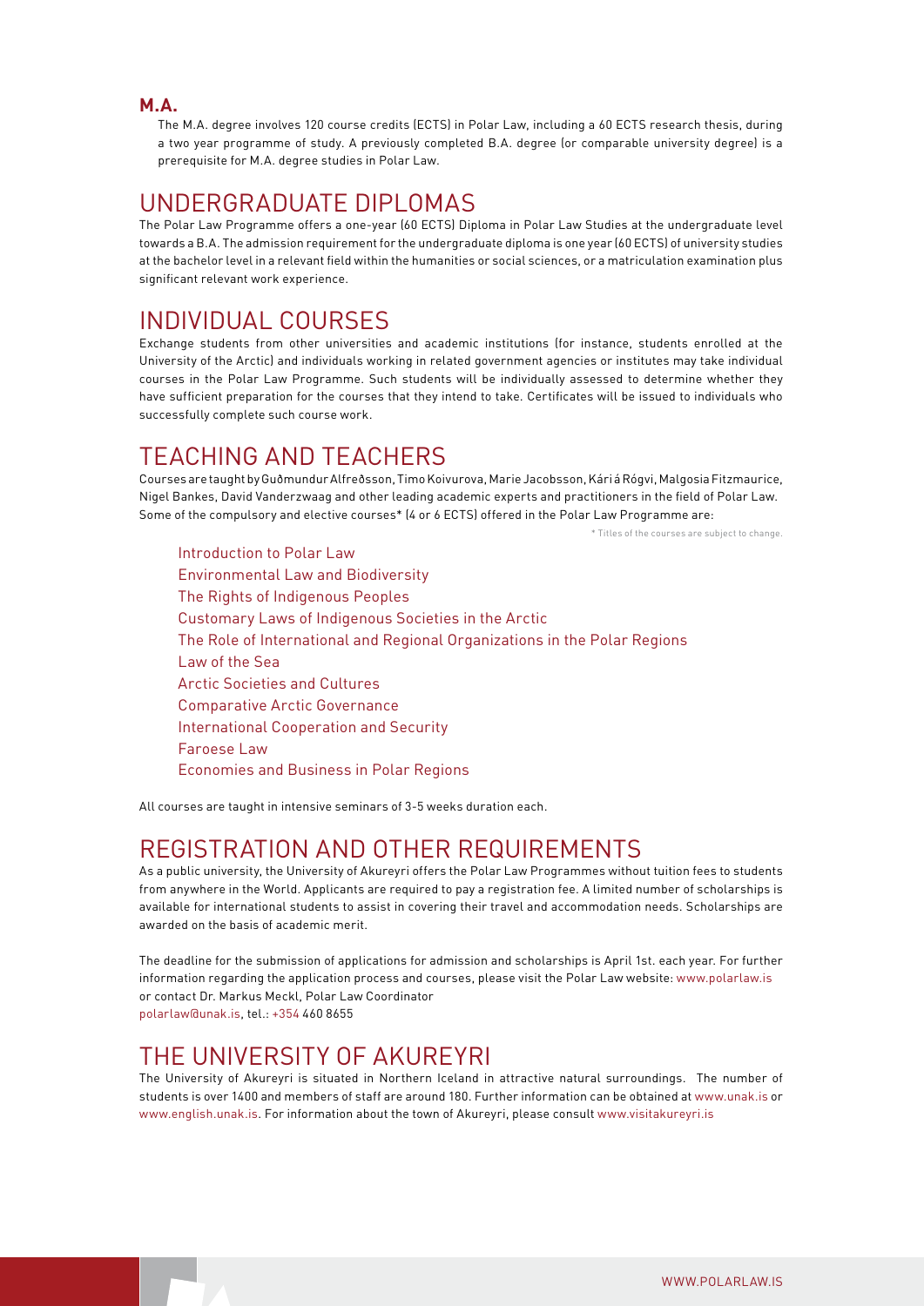### M.A.

The M.A. degree involves 120 course credits (ECTS) in Polar Law, including a 60 ECTS research thesis, during a two year programme of study. A previously completed B.A. degree (or comparable university degree) is a prerequisite for M.A. degree studies in Polar Law.

## UNDERGRADUATE DIPLOMAS

The Polar Law Programme offers a one-year (60 ECTS) Diploma in Polar Law Studies at the undergraduate level towards a B.A. The admission requirement for the undergraduate diploma is one year (60 ECTS) of university studies at the bachelor level in a relevant field within the humanities or social sciences, or a matriculation examination plus significant relevant work experience.

## INDIVIDUAL COURSES

Exchange students from other universities and academic institutions (for instance, students enrolled at the University of the Arctic) and individuals working in related government agencies or institutes may take individual courses in the Polar Law Programme. Such students will be individually assessed to determine whether they have sufficient preparation for the courses that they intend to take. Certificates will be issued to individuals who successfully complete such course work.

## TEACHING AND TEACHERS

Courses are taught by Guðmundur Alfreðsson, Timo Koivurova, Marie Jacobsson, Kári á Rógvi, Malgosia Fitzmaurice, Nigel Bankes, David Vanderzwaag and other leading academic experts and practitioners in the field of Polar Law. Some of the compulsory and elective courses* (4 or 6 ECTS) offered in the Polar Law Programme are:

* Titles of the courses are subject to change.

- Introduction to Polar Law
- Environmental Law and Biodiversity
- The Rights of Indigenous Peoples
- Customary Laws of Indigenous Societies in the Arctic
- The Role of International and Regional Organizations in the Polar Regions
- Law of the Sea
- Arctic Societies and Cultures
- Comparative Arctic Governance
- International Cooperation and Security
- Faroese Law
- Economies and Business in Polar Regions

All courses are taught in intensive seminars of 3-5 weeks duration each.

## REGISTRATION AND OTHER REQUIREMENTS

As a public university, the University of Akureyri offers the Polar Law Programmes without tuition fees to students from anywhere in the World. Applicants are required to pay a registration fee. A limited number of scholarships is available for international students to assist in covering their travel and accommodation needs. Scholarships are awarded on the basis of academic merit.

The deadline for the submission of applications for admission and scholarships is April 1st. each year. For further information regarding the application process and courses, please visit the Polar Law website: www.polarlaw.is or contact Dr. Markus Meckl, Polar Law Coordinator
polarlaw@unak.is, tel.: +354 460 8655

## THE UNIVERSITY OF AKUREYRI

The University of Akureyri is situated in Northern Iceland in attractive natural surroundings. The number of students is over 1400 and members of staff are around 180. Further information can be obtained at www.unak.is or www.english.unak.is. For information about the town of Akureyri, please consult www.visitakureyri.is